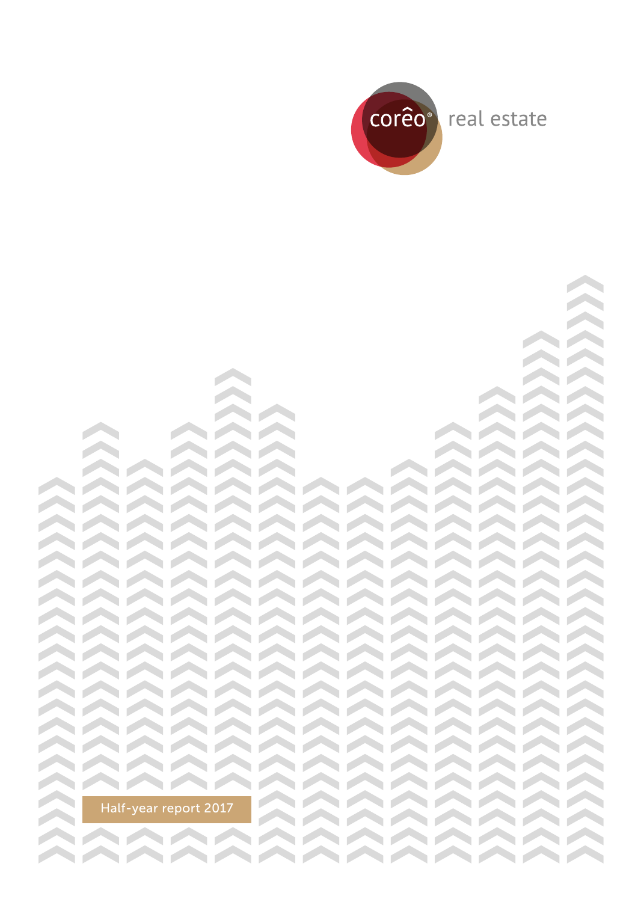corêo® real estate

# Half-year report 2017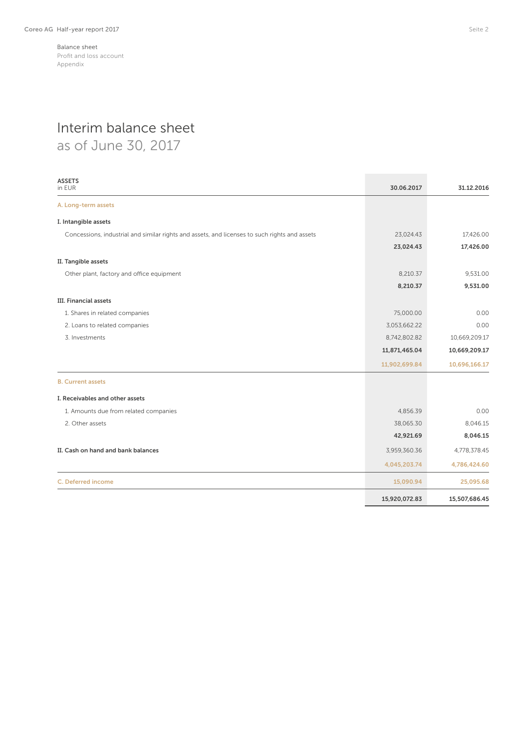Balance sheet
Profit and loss account
Appendix

# Interim balance sheet
## as of June 30, 2017

| ASSETS<br>in EUR | 30.06.2017 | 31.12.2016 |
|---|---|---|
| **A. Long-term assets** | | |
| **I. Intangible assets** | | |
| Concessions, industrial and similar rights and assets, and licenses to such rights and assets | 23,024.43 | 17,426.00 |
| | **23,024.43** | **17,426.00** |
| **II. Tangible assets** | | |
| Other plant, factory and office equipment | 8,210.37 | 9,531.00 |
| | **8,210.37** | **9,531.00** |
| **III. Financial assets** | | |
| 1. Shares in related companies | 75,000.00 | 0.00 |
| 2. Loans to related companies | 3,053,662.22 | 0.00 |
| 3. Investments | 8,742,802.82 | 10,669,209.17 |
| | **11,871,465.04** | **10,669,209.17** |
| | **11,902,699.84** | **10,696,166.17** |
| **B. Current assets** | | |
| **I. Receivables and other assets** | | |
| 1. Amounts due from related companies | 4,856.39 | 0.00 |
| 2. Other assets | 38,065.30 | 8,046.15 |
| | **42,921.69** | **8,046.15** |
| **II. Cash on hand and bank balances** | 3,959,360.36 | 4,778,378.45 |
| | **4,045,203.74** | **4,786,424.60** |
| **C. Deferred income** | **15,090.94** | **25,095.68** |
| | **15,920,072.83** | **15,507,686.45** |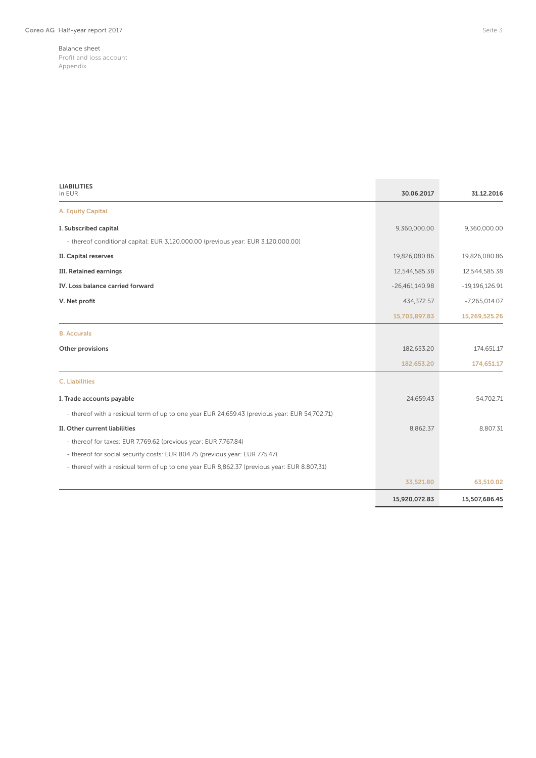Balance sheet
Profit and loss account
Appendix

| LIABILITIES<br>in EUR | 30.06.2017 | 31.12.2016 |
|---|---|---|
| **A. Equity Capital** | | |
| **I. Subscribed capital** | 9,360,000.00 | 9,360,000.00 |
| - thereof conditional capital: EUR 3,120,000.00 (previous year: EUR 3,120,000.00) | | |
| **II. Capital reserves** | 19,826,080.86 | 19,826,080.86 |
| **III. Retained earnings** | 12,544,585.38 | 12,544,585.38 |
| **IV. Loss balance carried forward** | -26,461,140.98 | -19,196,126.91 |
| **V. Net profit** | 434,372.57 | -7,265,014.07 |
| | 15,703,897.83 | 15,269,525.26 |
| **B. Accurals** | | |
| **Other provisions** | 182,653.20 | 174,651.17 |
| | 182,653.20 | 174,651.17 |
| **C. Liabilities** | | |
| **I. Trade accounts payable** | 24,659.43 | 54,702.71 |
| - thereof with a residual term of up to one year EUR 24,659.43 (previous year: EUR 54,702.71) | | |
| **II. Other current liabilities** | 8,862.37 | 8,807.31 |
| - thereof for taxes: EUR 7,769.62 (previous year: EUR 7,767.84) | | |
| - thereof for social security costs: EUR 804.75 (previous year: EUR 775.47) | | |
| - thereof with a residual term of up to one year EUR 8,862.37 (previous year: EUR 8.807,31) | | |
| | 33,521.80 | 63,510.02 |
| | **15,920,072.83** | **15,507,686.45** |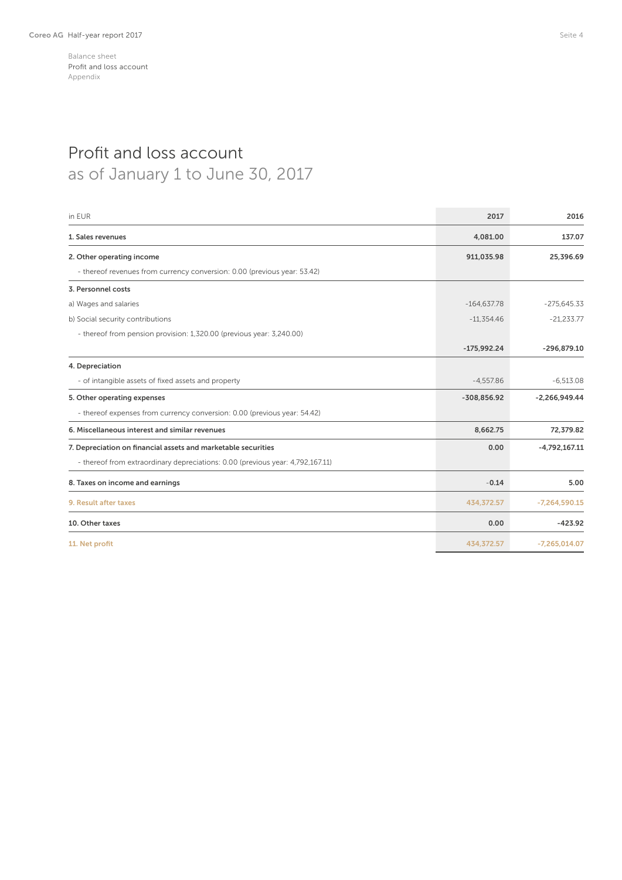Balance sheet
Profit and loss account
Appendix

# Profit and loss account
## as of January 1 to June 30, 2017

| in EUR | 2017 | 2016 |
|---|---|---|
| **1. Sales revenues** | **4,081.00** | **137.07** |
| **2. Other operating income** | **911,035.98** | **25,396.69** |
| - thereof revenues from currency conversion: 0.00 (previous year: 53.42) | | |
| **3. Personnel costs** | | |
| a) Wages and salaries | -164,637.78 | -275,645.33 |
| b) Social security contributions | -11,354.46 | -21,233.77 |
| - thereof from pension provision: 1,320.00 (previous year: 3,240.00) | | |
| | **-175,992.24** | **-296,879.10** |
| **4. Depreciation** | | |
| - of intangible assets of fixed assets and property | -4,557.86 | -6,513.08 |
| **5. Other operating expenses** | **-308,856.92** | **-2,266,949.44** |
| - thereof expenses from currency conversion: 0.00 (previous year: 54.42) | | |
| **6. Miscellaneous interest and similar revenues** | **8,662.75** | **72,379.82** |
| **7. Depreciation on financial assets and marketable securities** | **0.00** | **-4,792,167.11** |
| - thereof from extraordinary depreciations: 0.00 (previous year: 4,792,167.11) | | |
| **8. Taxes on income and earnings** | **-0.14** | **5.00** |
| **9. Result after taxes** | **434,372.57** | **-7,264,590.15** |
| **10. Other taxes** | **0.00** | **-423.92** |
| **11. Net profit** | **434,372.57** | **-7,265,014.07** |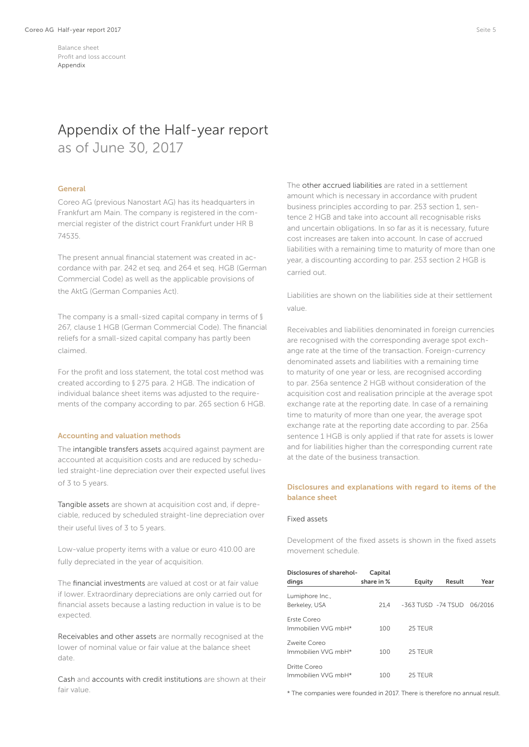# Appendix of the Half-year report as of June 30, 2017

## General

Coreo AG (previous Nanostart AG) has its headquarters in Frankfurt am Main. The company is registered in the commercial register of the district court Frankfurt under HR B 74535.

The present annual financial statement was created in accordance with par. 242 et seq. and 264 et seq. HGB (German Commercial Code) as well as the applicable provisions of the AktG (German Companies Act).

The company is a small-sized capital company in terms of § 267, clause 1 HGB (German Commercial Code). The financial reliefs for a small-sized capital company has partly been claimed.

For the profit and loss statement, the total cost method was created according to § 275 para. 2 HGB. The indication of individual balance sheet items was adjusted to the requirements of the company according to par. 265 section 6 HGB.

## Accounting and valuation methods

The intangible transfers assets acquired against payment are accounted at acquisition costs and are reduced by scheduled straight-line depreciation over their expected useful lives of 3 to 5 years.

Tangible assets are shown at acquisition cost and, if depreciable, reduced by scheduled straight-line depreciation over their useful lives of 3 to 5 years.

Low-value property items with a value or euro 410.00 are fully depreciated in the year of acquisition.

The financial investments are valued at cost or at fair value if lower. Extraordinary depreciations are only carried out for financial assets because a lasting reduction in value is to be expected.

Receivables and other assets are normally recognised at the lower of nominal value or fair value at the balance sheet date.

Cash and accounts with credit institutions are shown at their fair value.

The other accrued liabilities are rated in a settlement amount which is necessary in accordance with prudent business principles according to par. 253 section 1, sentence 2 HGB and take into account all recognisable risks and uncertain obligations. In so far as it is necessary, future cost increases are taken into account. In case of accrued liabilities with a remaining time to maturity of more than one year, a discounting according to par. 253 section 2 HGB is carried out.

Liabilities are shown on the liabilities side at their settlement value.

Receivables and liabilities denominated in foreign currencies are recognised with the corresponding average spot exchange rate at the time of the transaction. Foreign-currency denominated assets and liabilities with a remaining time to maturity of one year or less, are recognised according to par. 256a sentence 2 HGB without consideration of the acquisition cost and realisation principle at the average spot exchange rate at the reporting date. In case of a remaining time to maturity of more than one year, the average spot exchange rate at the reporting date according to par. 256a sentence 1 HGB is only applied if that rate for assets is lower and for liabilities higher than the corresponding current rate at the date of the business transaction.

## Disclosures and explanations with regard to items of the balance sheet

### Fixed assets

Development of the fixed assets is shown in the fixed assets movement schedule.

| Disclosures of shareholdings | Capital share in % | Equity | Result | Year |
|---|---|---|---|---|
| Lumiphore Inc., Berkeley, USA | 21,4 | -363 TUSD | -74 TSUD | 06/2016 |
| Erste Coreo Immobilien VVG mbH* | 100 | 25 TEUR | | |
| Zweite Coreo Immobilien VVG mbH* | 100 | 25 TEUR | | |
| Dritte Coreo Immobilien VVG mbH* | 100 | 25 TEUR | | |

* The companies were founded in 2017. There is therefore no annual result.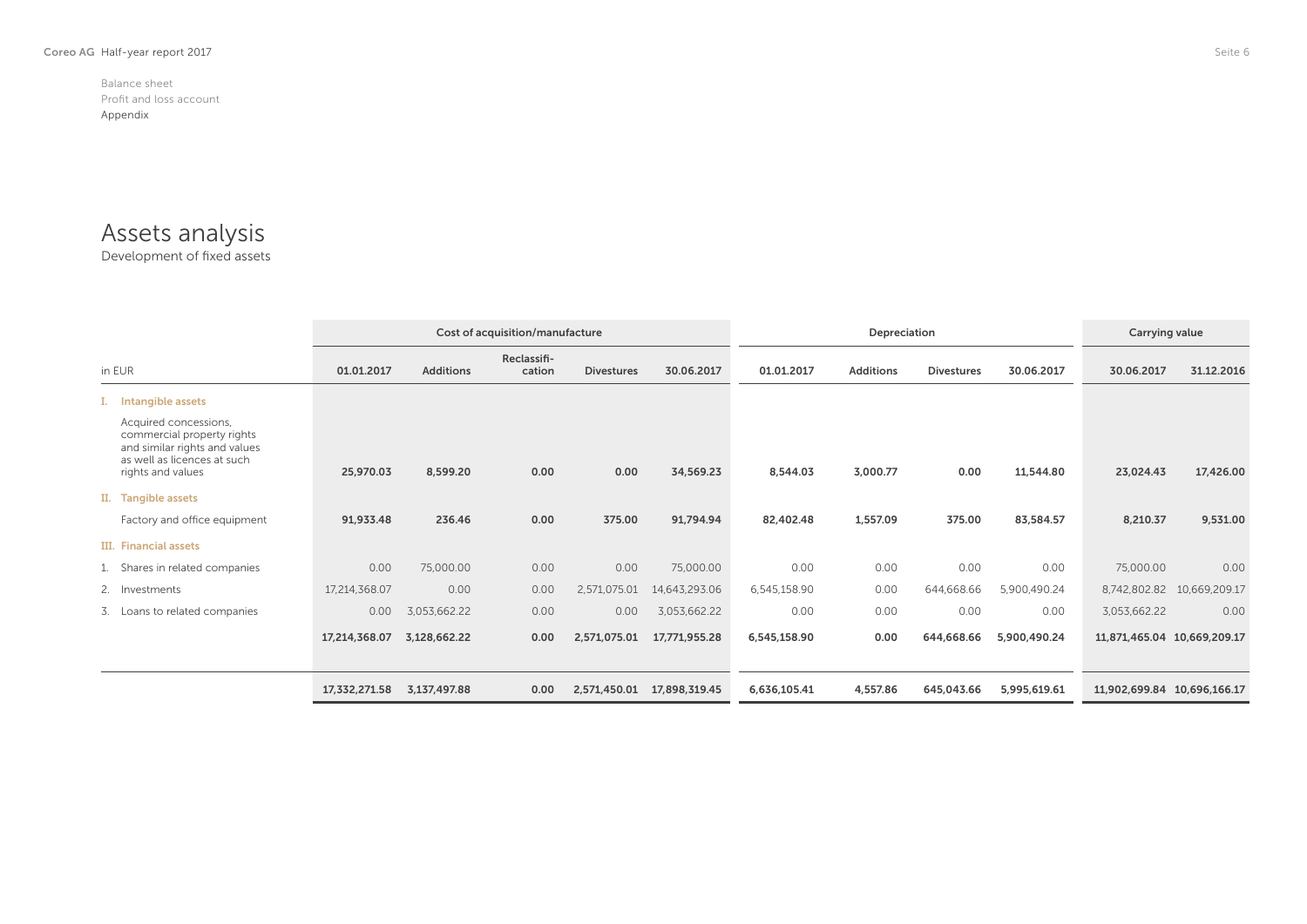Balance sheet
Profit and loss account
Appendix

# Assets analysis

Development of fixed assets

| in EUR | Cost of acquisition/manufacture | | | | | Depreciation | | | | Carrying value | |
|---|---|---|---|---|---|---|---|---|---|---|---|
| | **01.01.2017** | **Additions** | **Reclassifi-cation** | **Divestures** | **30.06.2017** | **01.01.2017** | **Additions** | **Divestures** | **30.06.2017** | **30.06.2017** | **31.12.2016** |
| **I. Intangible assets** | | | | | | | | | | | |
| Acquired concessions, commercial property rights and similar rights and values as well as licences at such rights and values | **25,970.03** | **8,599.20** | **0.00** | **0.00** | **34,569.23** | **8,544.03** | **3,000.77** | **0.00** | **11,544.80** | **23,024.43** | **17,426.00** |
| **II. Tangible assets** | | | | | | | | | | | |
| Factory and office equipment | **91,933.48** | **236.46** | **0.00** | **375.00** | **91,794.94** | **82,402.48** | **1,557.09** | **375.00** | **83,584.57** | **8,210.37** | **9,531.00** |
| **III. Financial assets** | | | | | | | | | | | |
| 1. Shares in related companies | 0.00 | 75,000.00 | 0.00 | 0.00 | 75,000.00 | 0.00 | 0.00 | 0.00 | 0.00 | 75,000.00 | 0.00 |
| 2. Investments | 17,214,368.07 | 0.00 | 0.00 | 2,571,075.01 | 14,643,293.06 | 6,545,158.90 | 0.00 | 644,668.66 | 5,900,490.24 | 8,742,802.82 | 10,669,209.17 |
| 3. Loans to related companies | 0.00 | 3,053,662.22 | 0.00 | 0.00 | 3,053,662.22 | 0.00 | 0.00 | 0.00 | 0.00 | 3,053,662.22 | 0.00 |
| | **17,214,368.07** | **3,128,662.22** | **0.00** | **2,571,075.01** | **17,771,955.28** | **6,545,158.90** | **0.00** | **644,668.66** | **5,900,490.24** | **11,871,465.04** | **10,669,209.17** |
| | **17,332,271.58** | **3,137,497.88** | **0.00** | **2,571,450.01** | **17,898,319.45** | **6,636,105.41** | **4,557.86** | **645,043.66** | **5,995,619.61** | **11,902,699.84** | **10,696,166.17** |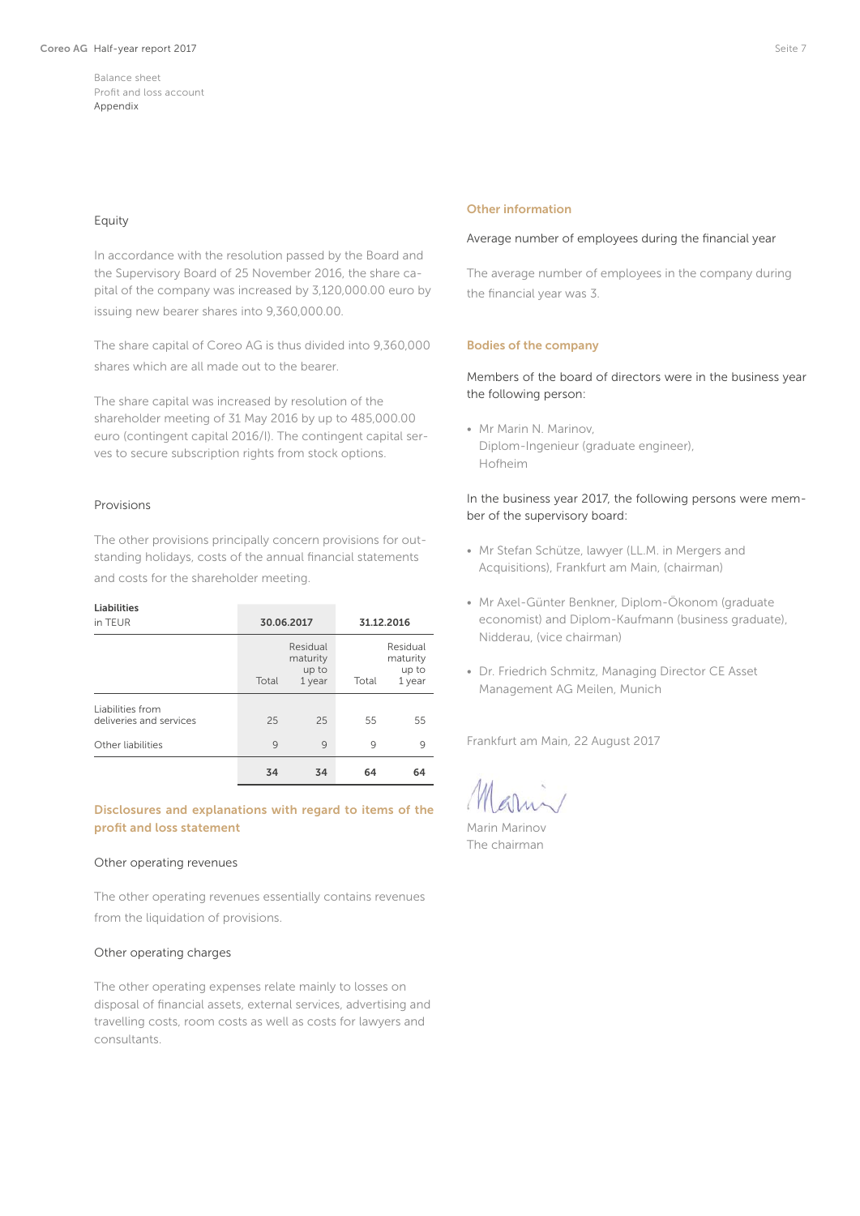Balance sheet
Profit and loss account
Appendix

### Equity

In accordance with the resolution passed by the Board and the Supervisory Board of 25 November 2016, the share capital of the company was increased by 3,120,000.00 euro by issuing new bearer shares into 9,360,000.00.

The share capital of Coreo AG is thus divided into 9,360,000 shares which are all made out to the bearer.

The share capital was increased by resolution of the shareholder meeting of 31 May 2016 by up to 485,000.00 euro (contingent capital 2016/I). The contingent capital serves to secure subscription rights from stock options.

### Provisions

The other provisions principally concern provisions for outstanding holidays, costs of the annual financial statements and costs for the shareholder meeting.

| **Liabilities** in TEUR | **30.06.2017** | | **31.12.2016** | |
|---|---|---|---|---|
| | Total | Residual maturity up to 1 year | Total | Residual maturity up to 1 year |
| Liabilities from deliveries and services | 25 | 25 | 55 | 55 |
| Other liabilities | 9 | 9 | 9 | 9 |
| | **34** | **34** | **64** | **64** |

## Disclosures and explanations with regard to items of the profit and loss statement

### Other operating revenues

The other operating revenues essentially contains revenues from the liquidation of provisions.

### Other operating charges

The other operating expenses relate mainly to losses on disposal of financial assets, external services, advertising and travelling costs, room costs as well as costs for lawyers and consultants.

## Other information

### Average number of employees during the financial year

The average number of employees in the company during the financial year was 3.

## Bodies of the company

Members of the board of directors were in the business year the following person:

- Mr Marin N. Marinov, Diplom-Ingenieur (graduate engineer), Hofheim

In the business year 2017, the following persons were member of the supervisory board:

- Mr Stefan Schütze, lawyer (LL.M. in Mergers and Acquisitions), Frankfurt am Main, (chairman)
- Mr Axel-Günter Benkner, Diplom-Ökonom (graduate economist) and Diplom-Kaufmann (business graduate), Nidderau, (vice chairman)
- Dr. Friedrich Schmitz, Managing Director CE Asset Management AG Meilen, Munich

Frankfurt am Main, 22 August 2017

Marin Marinov
The chairman